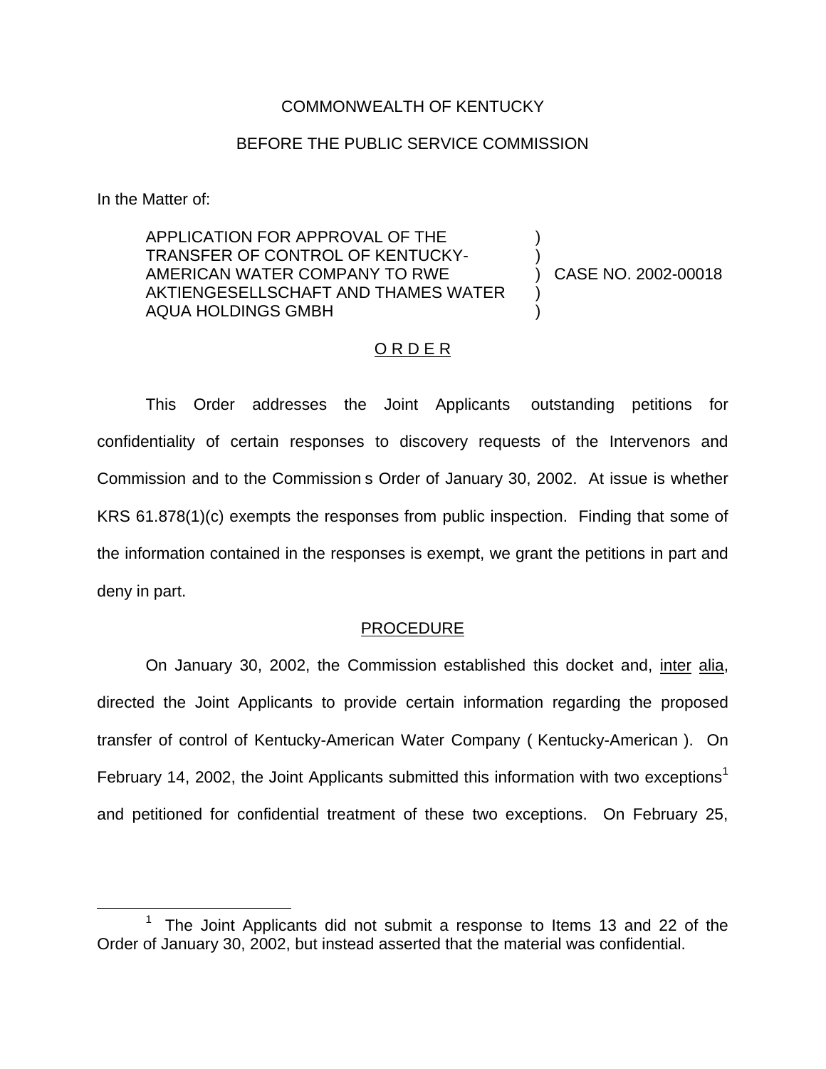COMMONWEALTH OF KENTUCKY

BEFORE THE PUBLIC SERVICE COMMISSION

In the Matter of:

| | | |
|---|---|---|
| APPLICATION FOR APPROVAL OF THE TRANSFER OF CONTROL OF KENTUCKY-AMERICAN WATER COMPANY TO RWE AKTIENGESELLSCHAFT AND THAMES WATER AQUA HOLDINGS GMBH | ) ) ) ) ) | CASE NO. 2002-00018 |

## O R D E R

This Order addresses the Joint Applicants outstanding petitions for confidentiality of certain responses to discovery requests of the Intervenors and Commission and to the Commission s Order of January 30, 2002. At issue is whether KRS 61.878(1)(c) exempts the responses from public inspection. Finding that some of the information contained in the responses is exempt, we grant the petitions in part and deny in part.

## PROCEDURE

On January 30, 2002, the Commission established this docket and, inter alia, directed the Joint Applicants to provide certain information regarding the proposed transfer of control of Kentucky-American Water Company ( Kentucky-American ). On February 14, 2002, the Joint Applicants submitted this information with two exceptions[1] and petitioned for confidential treatment of these two exceptions. On February 25,

[1] The Joint Applicants did not submit a response to Items 13 and 22 of the Order of January 30, 2002, but instead asserted that the material was confidential.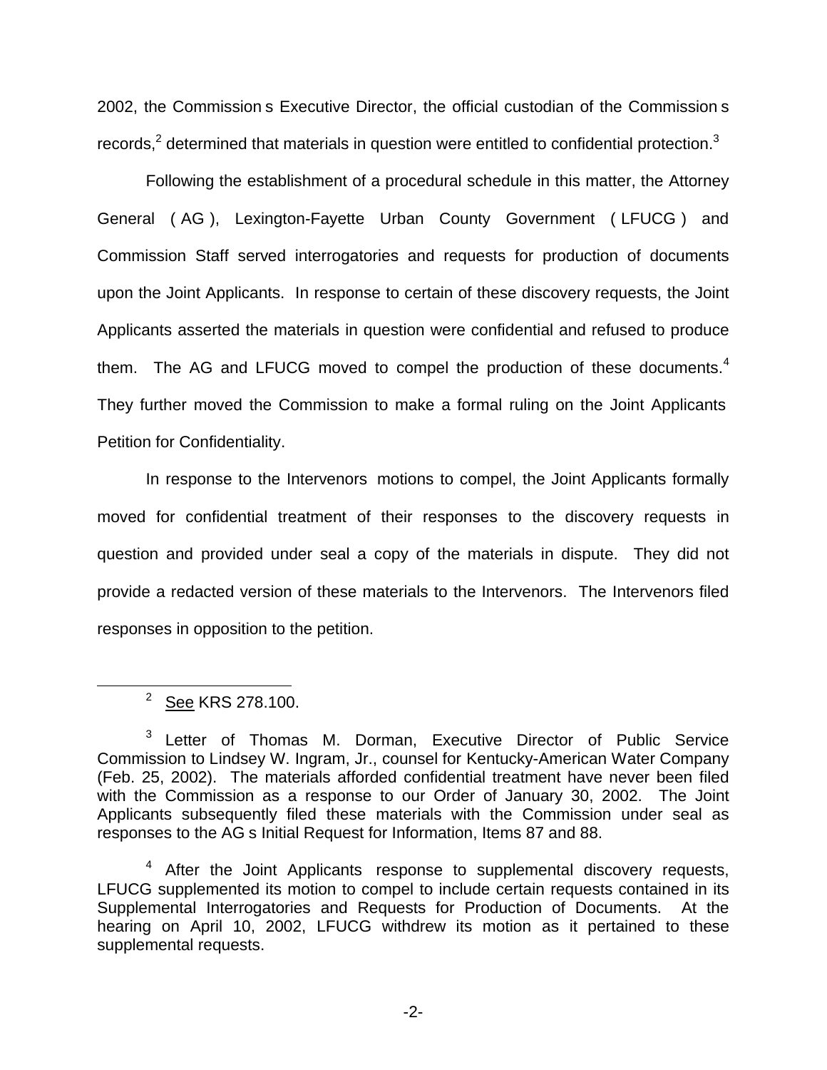2002, the Commission s Executive Director, the official custodian of the Commission s records,[2] determined that materials in question were entitled to confidential protection.[3]

Following the establishment of a procedural schedule in this matter, the Attorney General ( AG ), Lexington-Fayette Urban County Government ( LFUCG ) and Commission Staff served interrogatories and requests for production of documents upon the Joint Applicants. In response to certain of these discovery requests, the Joint Applicants asserted the materials in question were confidential and refused to produce them. The AG and LFUCG moved to compel the production of these documents.[4] They further moved the Commission to make a formal ruling on the Joint Applicants Petition for Confidentiality.

In response to the Intervenors motions to compel, the Joint Applicants formally moved for confidential treatment of their responses to the discovery requests in question and provided under seal a copy of the materials in dispute. They did not provide a redacted version of these materials to the Intervenors. The Intervenors filed responses in opposition to the petition.

---

[2] See KRS 278.100.

[3] Letter of Thomas M. Dorman, Executive Director of Public Service Commission to Lindsey W. Ingram, Jr., counsel for Kentucky-American Water Company (Feb. 25, 2002). The materials afforded confidential treatment have never been filed with the Commission as a response to our Order of January 30, 2002. The Joint Applicants subsequently filed these materials with the Commission under seal as responses to the AG s Initial Request for Information, Items 87 and 88.

[4] After the Joint Applicants response to supplemental discovery requests, LFUCG supplemented its motion to compel to include certain requests contained in its Supplemental Interrogatories and Requests for Production of Documents. At the hearing on April 10, 2002, LFUCG withdrew its motion as it pertained to these supplemental requests.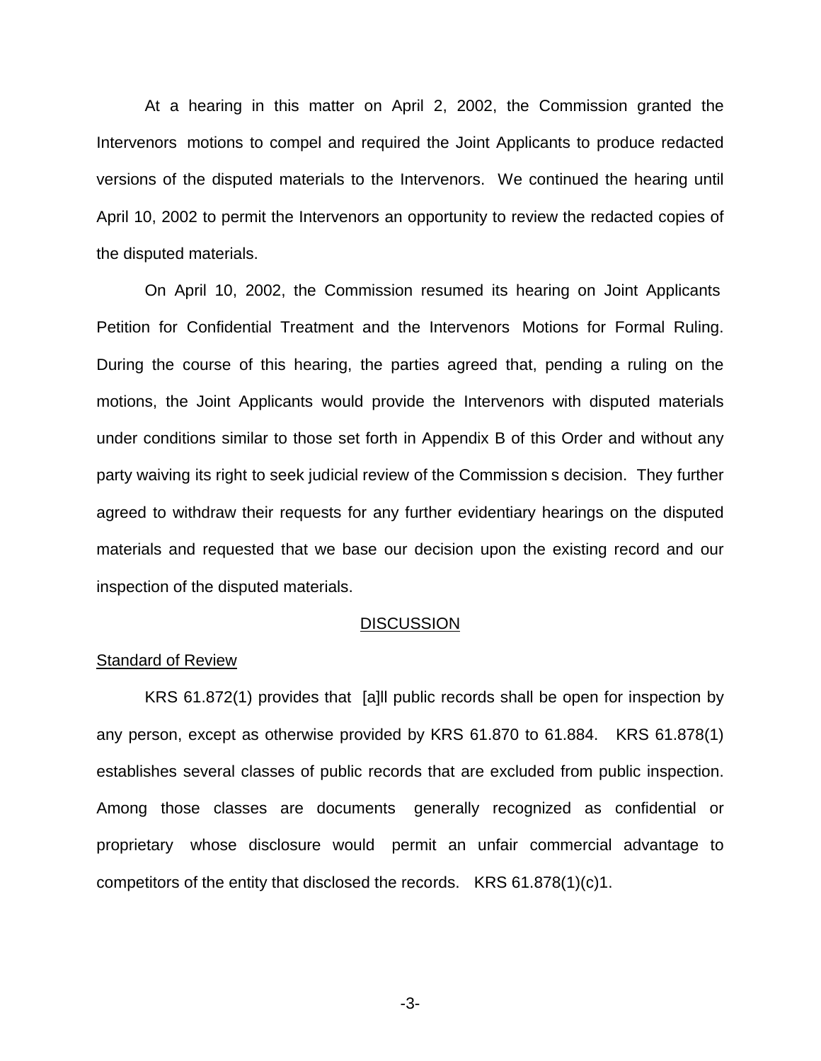At a hearing in this matter on April 2, 2002, the Commission granted the Intervenors motions to compel and required the Joint Applicants to produce redacted versions of the disputed materials to the Intervenors. We continued the hearing until April 10, 2002 to permit the Intervenors an opportunity to review the redacted copies of the disputed materials.

On April 10, 2002, the Commission resumed its hearing on Joint Applicants Petition for Confidential Treatment and the Intervenors Motions for Formal Ruling. During the course of this hearing, the parties agreed that, pending a ruling on the motions, the Joint Applicants would provide the Intervenors with disputed materials under conditions similar to those set forth in Appendix B of this Order and without any party waiving its right to seek judicial review of the Commission s decision. They further agreed to withdraw their requests for any further evidentiary hearings on the disputed materials and requested that we base our decision upon the existing record and our inspection of the disputed materials.

## DISCUSSION

### Standard of Review

KRS 61.872(1) provides that [a]ll public records shall be open for inspection by any person, except as otherwise provided by KRS 61.870 to 61.884. KRS 61.878(1) establishes several classes of public records that are excluded from public inspection. Among those classes are documents generally recognized as confidential or proprietary whose disclosure would permit an unfair commercial advantage to competitors of the entity that disclosed the records. KRS 61.878(1)(c)1.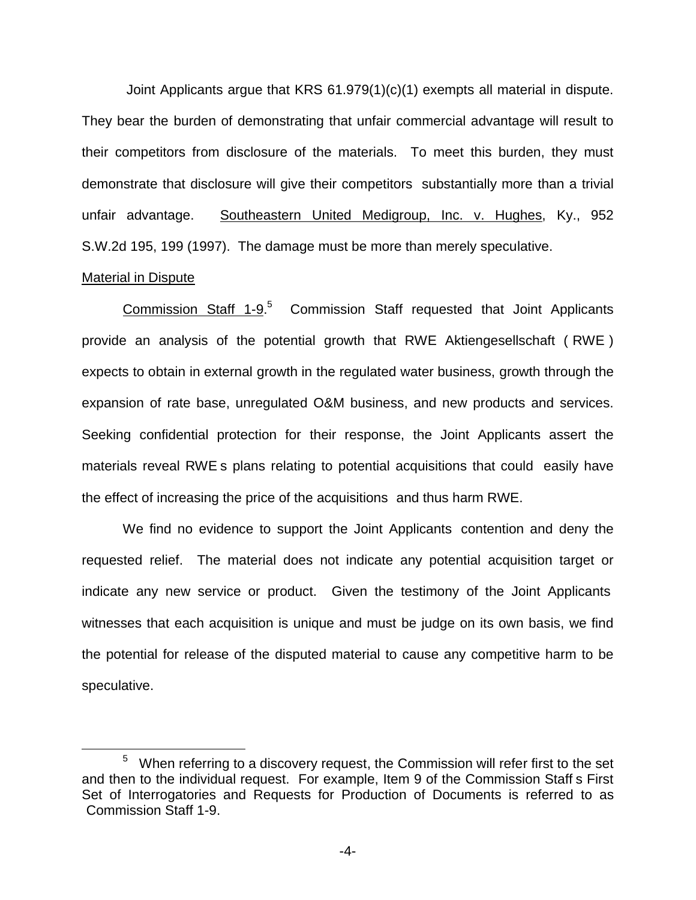Joint Applicants argue that KRS 61.979(1)(c)(1) exempts all material in dispute. They bear the burden of demonstrating that unfair commercial advantage will result to their competitors from disclosure of the materials. To meet this burden, they must demonstrate that disclosure will give their competitors substantially more than a trivial unfair advantage. <u>Southeastern United Medigroup, Inc. v. Hughes</u>, Ky., 952 S.W.2d 195, 199 (1997). The damage must be more than merely speculative.

<u>Material in Dispute</u>

<u>Commission Staff 1-9</u>.[5] Commission Staff requested that Joint Applicants provide an analysis of the potential growth that RWE Aktiengesellschaft ( RWE ) expects to obtain in external growth in the regulated water business, growth through the expansion of rate base, unregulated O&M business, and new products and services. Seeking confidential protection for their response, the Joint Applicants assert the materials reveal RWE s plans relating to potential acquisitions that could easily have the effect of increasing the price of the acquisitions and thus harm RWE.

We find no evidence to support the Joint Applicants contention and deny the requested relief. The material does not indicate any potential acquisition target or indicate any new service or product. Given the testimony of the Joint Applicants witnesses that each acquisition is unique and must be judge on its own basis, we find the potential for release of the disputed material to cause any competitive harm to be speculative.

[5] When referring to a discovery request, the Commission will refer first to the set and then to the individual request. For example, Item 9 of the Commission Staff s First Set of Interrogatories and Requests for Production of Documents is referred to as Commission Staff 1-9.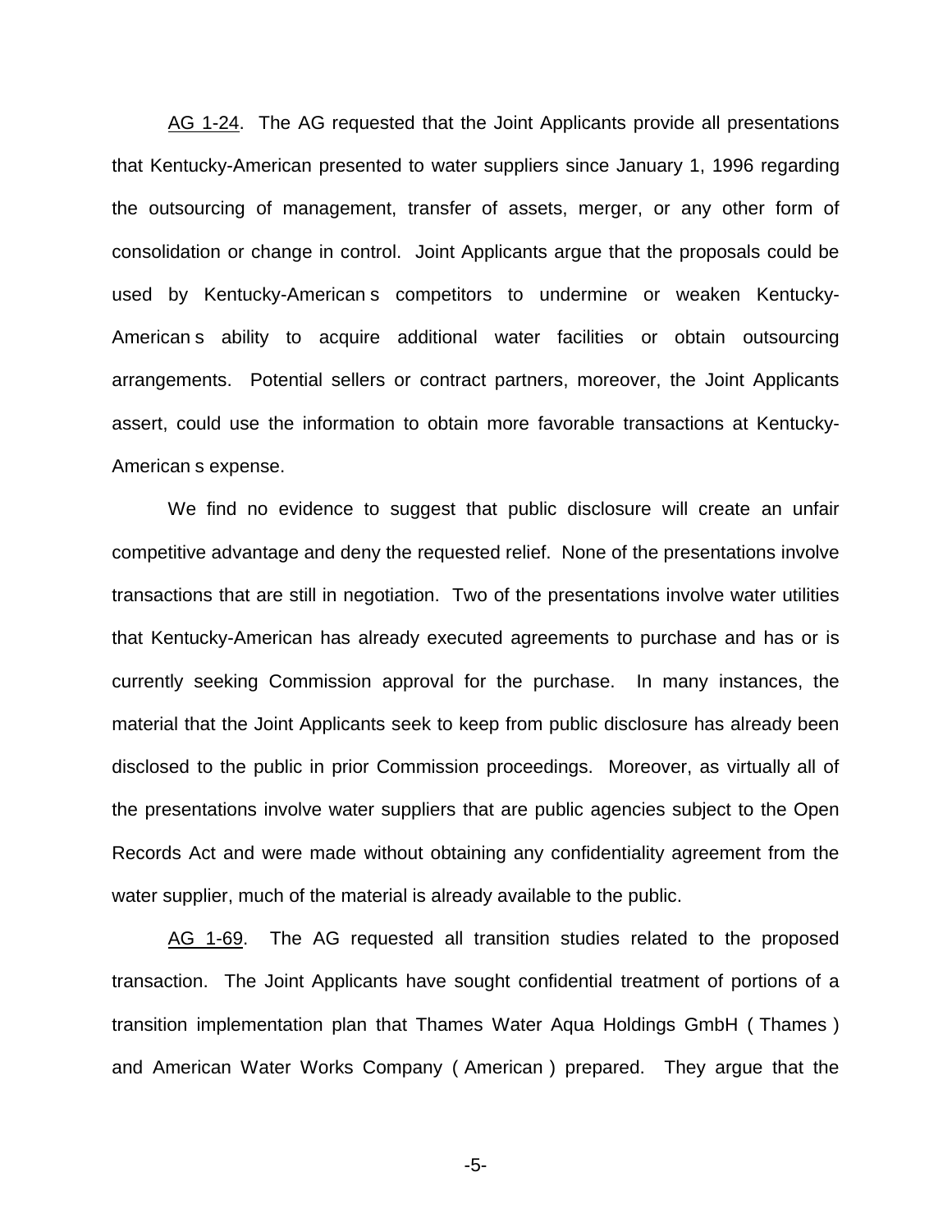AG 1-24. The AG requested that the Joint Applicants provide all presentations that Kentucky-American presented to water suppliers since January 1, 1996 regarding the outsourcing of management, transfer of assets, merger, or any other form of consolidation or change in control. Joint Applicants argue that the proposals could be used by Kentucky-American s competitors to undermine or weaken Kentucky-American s ability to acquire additional water facilities or obtain outsourcing arrangements. Potential sellers or contract partners, moreover, the Joint Applicants assert, could use the information to obtain more favorable transactions at Kentucky-American s expense.

We find no evidence to suggest that public disclosure will create an unfair competitive advantage and deny the requested relief. None of the presentations involve transactions that are still in negotiation. Two of the presentations involve water utilities that Kentucky-American has already executed agreements to purchase and has or is currently seeking Commission approval for the purchase. In many instances, the material that the Joint Applicants seek to keep from public disclosure has already been disclosed to the public in prior Commission proceedings. Moreover, as virtually all of the presentations involve water suppliers that are public agencies subject to the Open Records Act and were made without obtaining any confidentiality agreement from the water supplier, much of the material is already available to the public.

AG 1-69. The AG requested all transition studies related to the proposed transaction. The Joint Applicants have sought confidential treatment of portions of a transition implementation plan that Thames Water Aqua Holdings GmbH ( Thames ) and American Water Works Company ( American ) prepared. They argue that the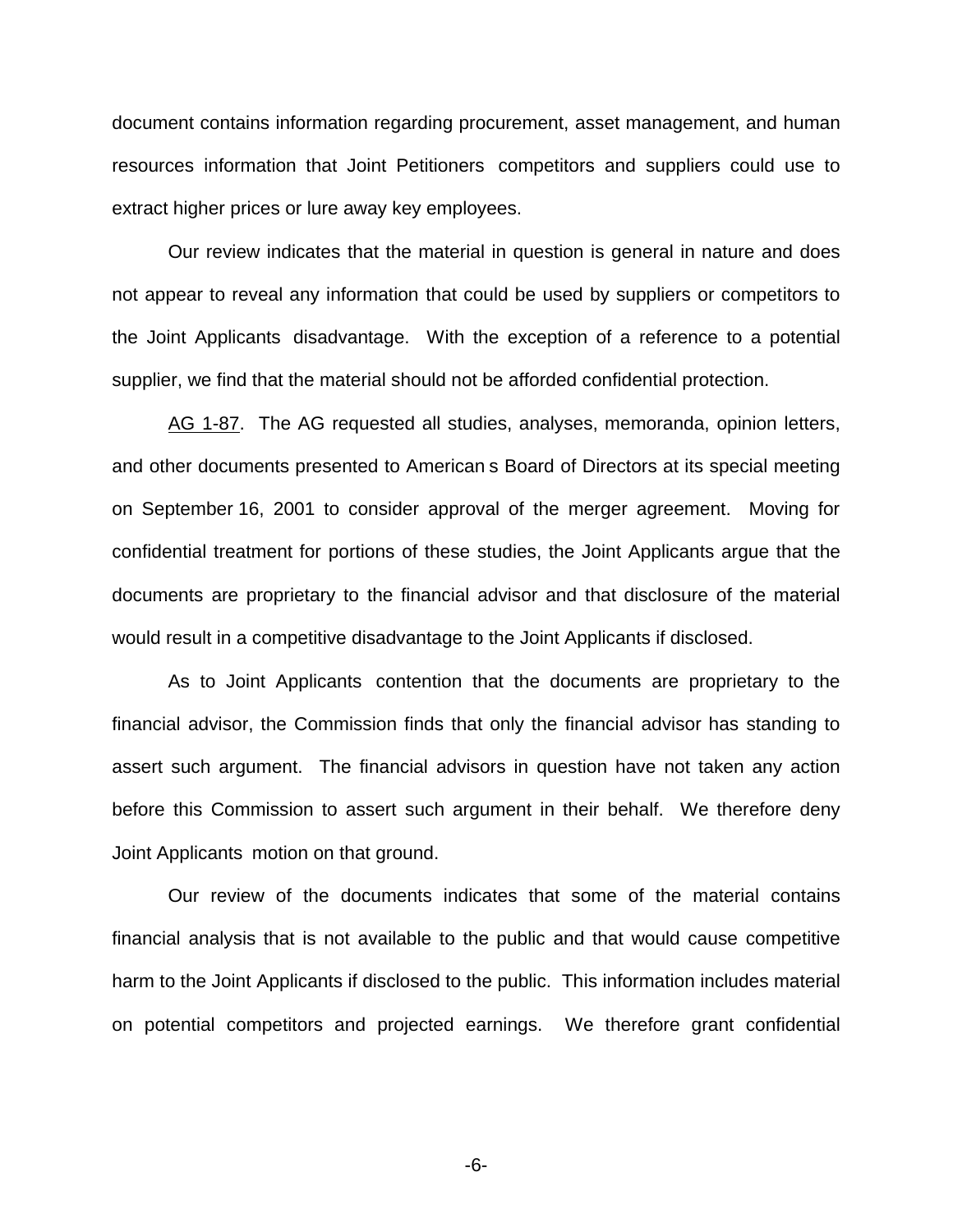document contains information regarding procurement, asset management, and human resources information that Joint Petitioners competitors and suppliers could use to extract higher prices or lure away key employees.

Our review indicates that the material in question is general in nature and does not appear to reveal any information that could be used by suppliers or competitors to the Joint Applicants disadvantage. With the exception of a reference to a potential supplier, we find that the material should not be afforded confidential protection.

AG 1-87. The AG requested all studies, analyses, memoranda, opinion letters, and other documents presented to American s Board of Directors at its special meeting on September 16, 2001 to consider approval of the merger agreement. Moving for confidential treatment for portions of these studies, the Joint Applicants argue that the documents are proprietary to the financial advisor and that disclosure of the material would result in a competitive disadvantage to the Joint Applicants if disclosed.

As to Joint Applicants contention that the documents are proprietary to the financial advisor, the Commission finds that only the financial advisor has standing to assert such argument. The financial advisors in question have not taken any action before this Commission to assert such argument in their behalf. We therefore deny Joint Applicants motion on that ground.

Our review of the documents indicates that some of the material contains financial analysis that is not available to the public and that would cause competitive harm to the Joint Applicants if disclosed to the public. This information includes material on potential competitors and projected earnings. We therefore grant confidential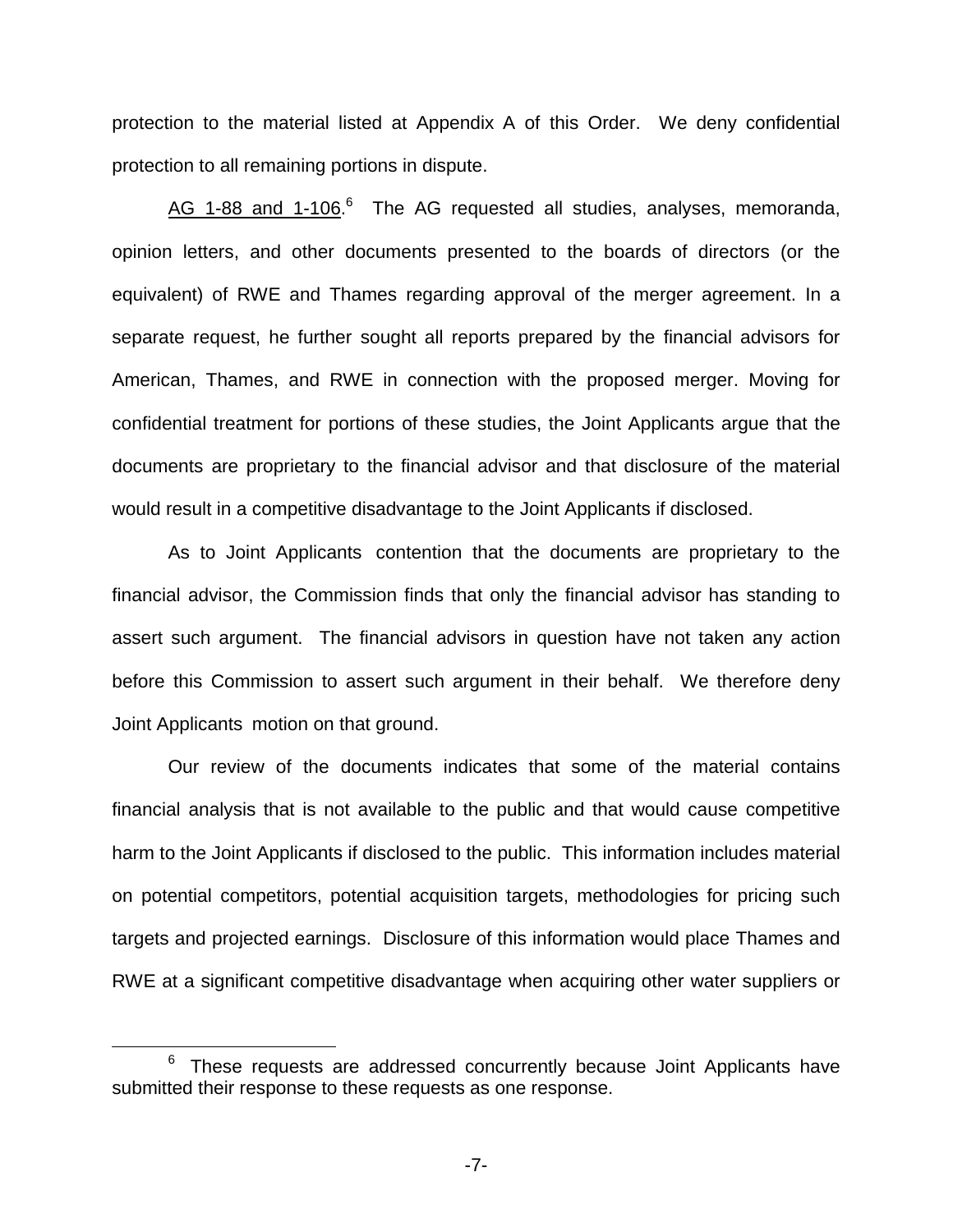protection to the material listed at Appendix A of this Order. We deny confidential protection to all remaining portions in dispute.

AG 1-88 and 1-106.[6] The AG requested all studies, analyses, memoranda, opinion letters, and other documents presented to the boards of directors (or the equivalent) of RWE and Thames regarding approval of the merger agreement. In a separate request, he further sought all reports prepared by the financial advisors for American, Thames, and RWE in connection with the proposed merger. Moving for confidential treatment for portions of these studies, the Joint Applicants argue that the documents are proprietary to the financial advisor and that disclosure of the material would result in a competitive disadvantage to the Joint Applicants if disclosed.

As to Joint Applicants contention that the documents are proprietary to the financial advisor, the Commission finds that only the financial advisor has standing to assert such argument. The financial advisors in question have not taken any action before this Commission to assert such argument in their behalf. We therefore deny Joint Applicants motion on that ground.

Our review of the documents indicates that some of the material contains financial analysis that is not available to the public and that would cause competitive harm to the Joint Applicants if disclosed to the public. This information includes material on potential competitors, potential acquisition targets, methodologies for pricing such targets and projected earnings. Disclosure of this information would place Thames and RWE at a significant competitive disadvantage when acquiring other water suppliers or

[6] These requests are addressed concurrently because Joint Applicants have submitted their response to these requests as one response.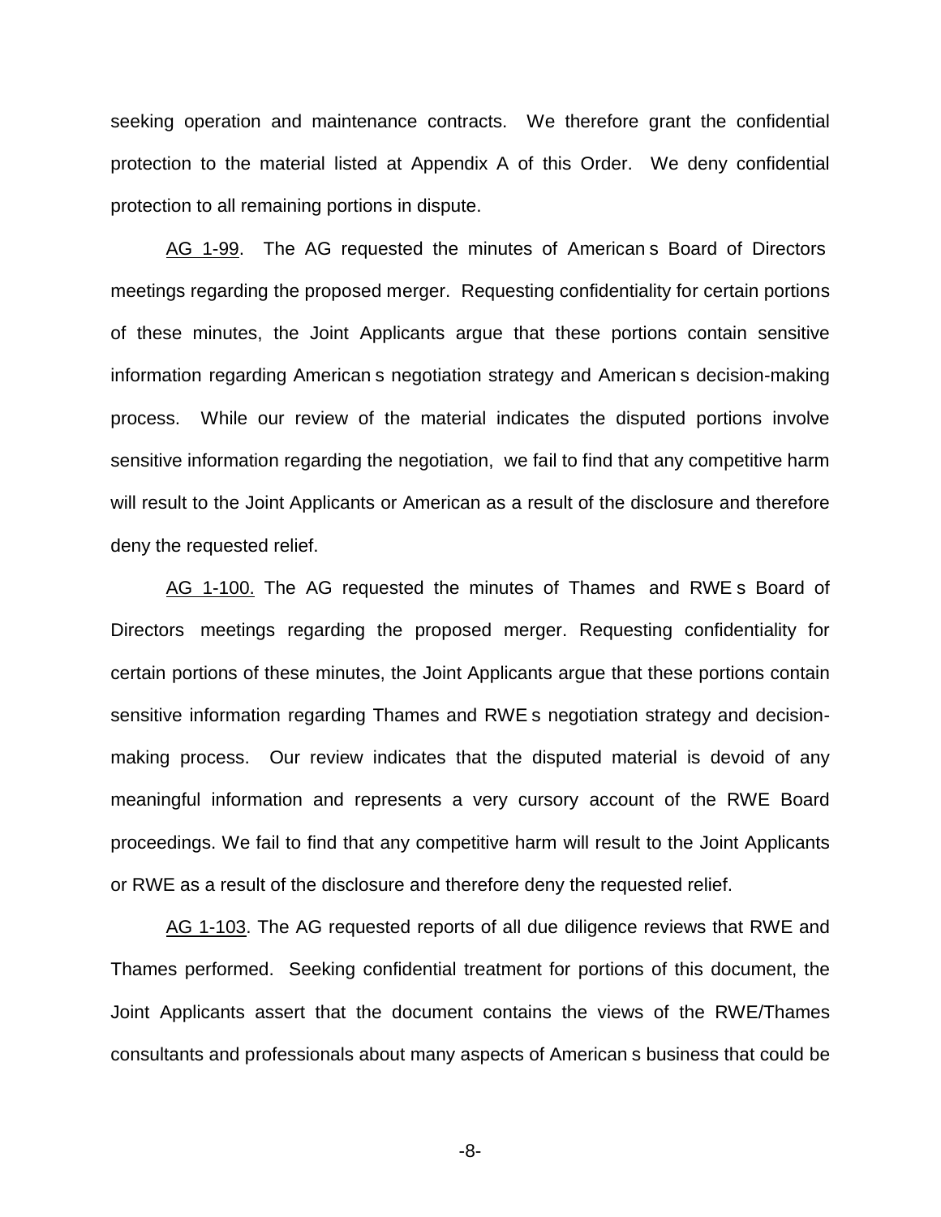seeking operation and maintenance contracts. We therefore grant the confidential protection to the material listed at Appendix A of this Order. We deny confidential protection to all remaining portions in dispute.

AG 1-99. The AG requested the minutes of American s Board of Directors meetings regarding the proposed merger. Requesting confidentiality for certain portions of these minutes, the Joint Applicants argue that these portions contain sensitive information regarding American s negotiation strategy and American s decision-making process. While our review of the material indicates the disputed portions involve sensitive information regarding the negotiation, we fail to find that any competitive harm will result to the Joint Applicants or American as a result of the disclosure and therefore deny the requested relief.

AG 1-100. The AG requested the minutes of Thames and RWE s Board of Directors meetings regarding the proposed merger. Requesting confidentiality for certain portions of these minutes, the Joint Applicants argue that these portions contain sensitive information regarding Thames and RWE s negotiation strategy and decision-making process. Our review indicates that the disputed material is devoid of any meaningful information and represents a very cursory account of the RWE Board proceedings. We fail to find that any competitive harm will result to the Joint Applicants or RWE as a result of the disclosure and therefore deny the requested relief.

AG 1-103. The AG requested reports of all due diligence reviews that RWE and Thames performed. Seeking confidential treatment for portions of this document, the Joint Applicants assert that the document contains the views of the RWE/Thames consultants and professionals about many aspects of American s business that could be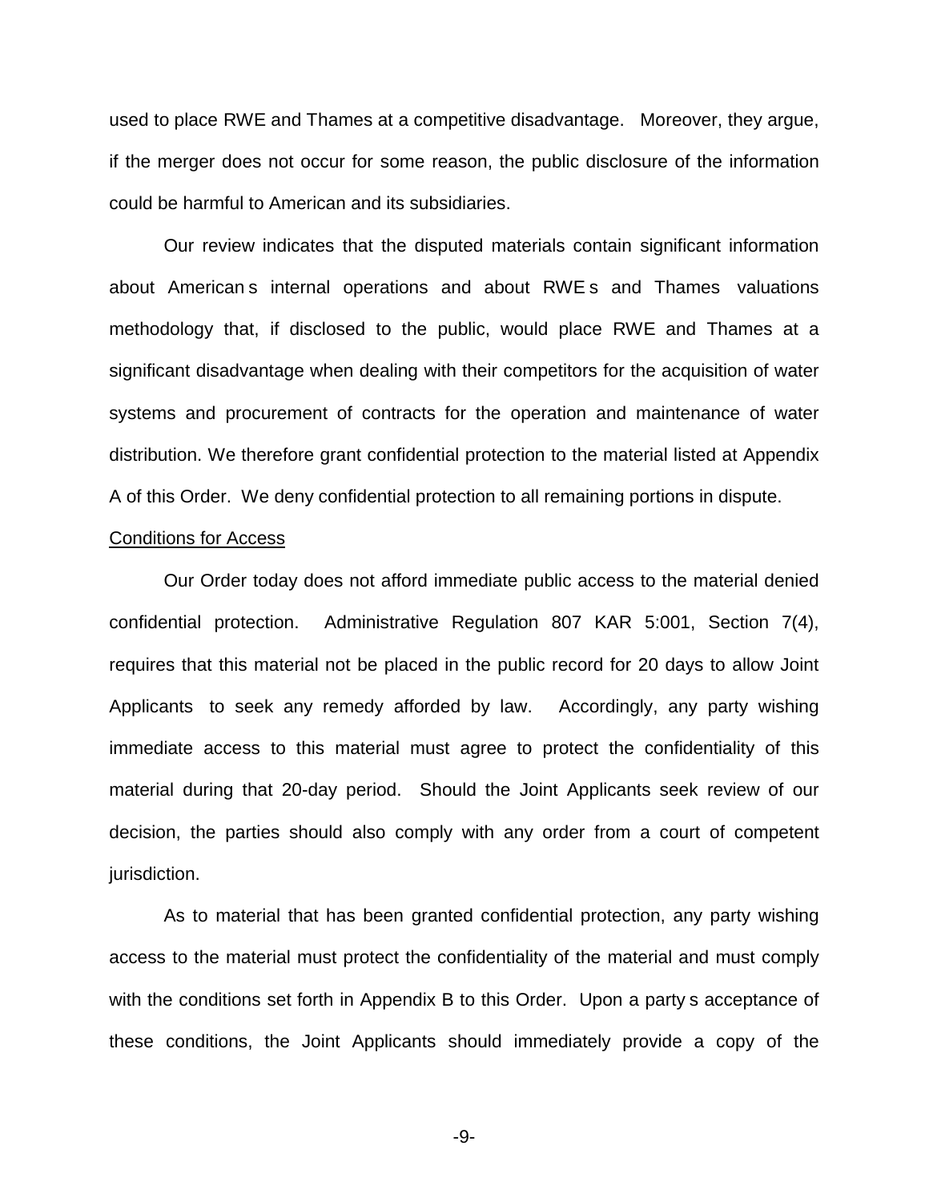used to place RWE and Thames at a competitive disadvantage. Moreover, they argue, if the merger does not occur for some reason, the public disclosure of the information could be harmful to American and its subsidiaries.

Our review indicates that the disputed materials contain significant information about American s internal operations and about RWE s and Thames valuations methodology that, if disclosed to the public, would place RWE and Thames at a significant disadvantage when dealing with their competitors for the acquisition of water systems and procurement of contracts for the operation and maintenance of water distribution. We therefore grant confidential protection to the material listed at Appendix A of this Order. We deny confidential protection to all remaining portions in dispute.

Conditions for Access

Our Order today does not afford immediate public access to the material denied confidential protection. Administrative Regulation 807 KAR 5:001, Section 7(4), requires that this material not be placed in the public record for 20 days to allow Joint Applicants to seek any remedy afforded by law. Accordingly, any party wishing immediate access to this material must agree to protect the confidentiality of this material during that 20-day period. Should the Joint Applicants seek review of our decision, the parties should also comply with any order from a court of competent jurisdiction.

As to material that has been granted confidential protection, any party wishing access to the material must protect the confidentiality of the material and must comply with the conditions set forth in Appendix B to this Order. Upon a party s acceptance of these conditions, the Joint Applicants should immediately provide a copy of the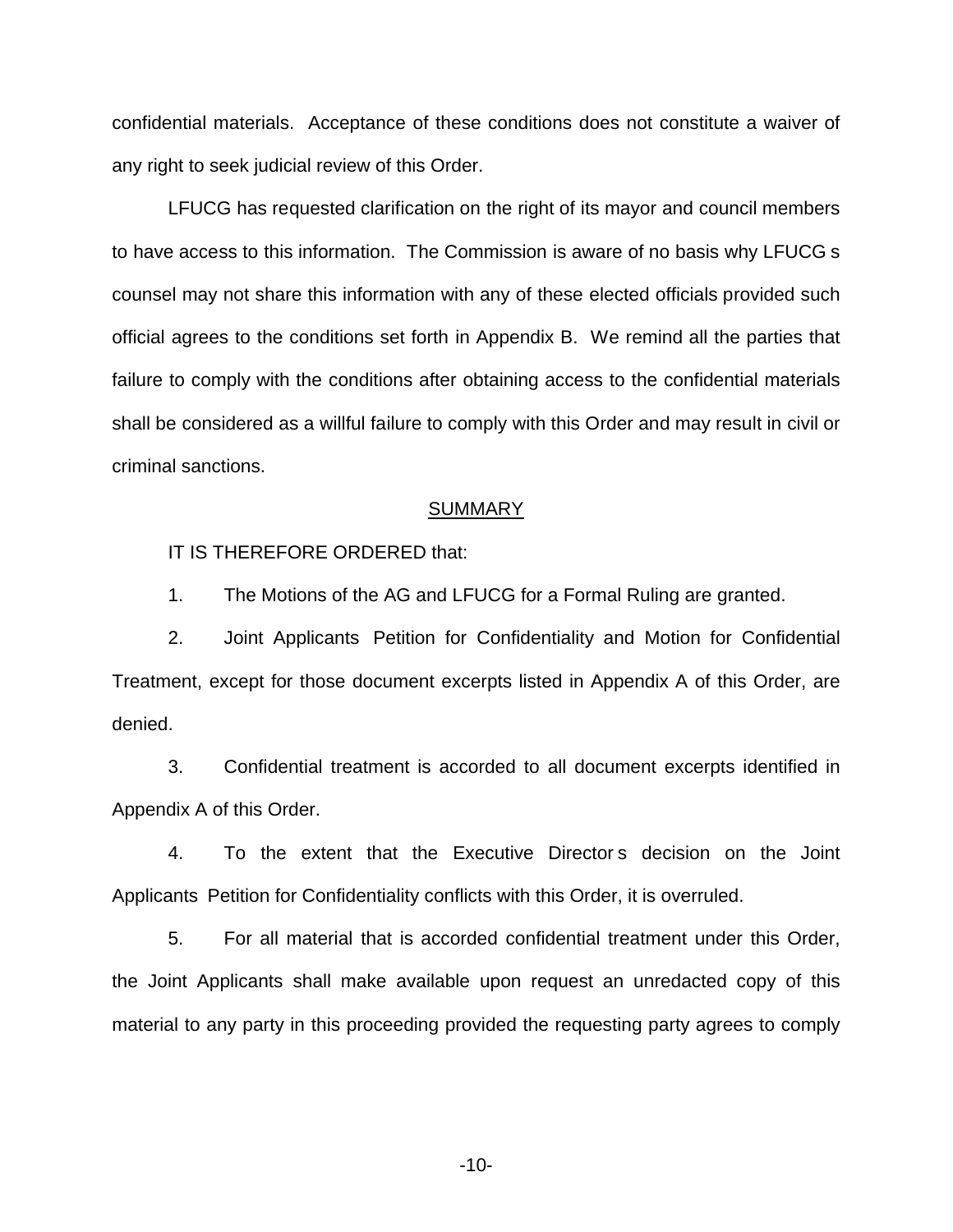confidential materials. Acceptance of these conditions does not constitute a waiver of any right to seek judicial review of this Order.

LFUCG has requested clarification on the right of its mayor and council members to have access to this information. The Commission is aware of no basis why LFUCG s counsel may not share this information with any of these elected officials provided such official agrees to the conditions set forth in Appendix B. We remind all the parties that failure to comply with the conditions after obtaining access to the confidential materials shall be considered as a willful failure to comply with this Order and may result in civil or criminal sanctions.

## SUMMARY

IT IS THEREFORE ORDERED that:

1. The Motions of the AG and LFUCG for a Formal Ruling are granted.

2. Joint Applicants Petition for Confidentiality and Motion for Confidential Treatment, except for those document excerpts listed in Appendix A of this Order, are denied.

3. Confidential treatment is accorded to all document excerpts identified in Appendix A of this Order.

4. To the extent that the Executive Director s decision on the Joint Applicants Petition for Confidentiality conflicts with this Order, it is overruled.

5. For all material that is accorded confidential treatment under this Order, the Joint Applicants shall make available upon request an unredacted copy of this material to any party in this proceeding provided the requesting party agrees to comply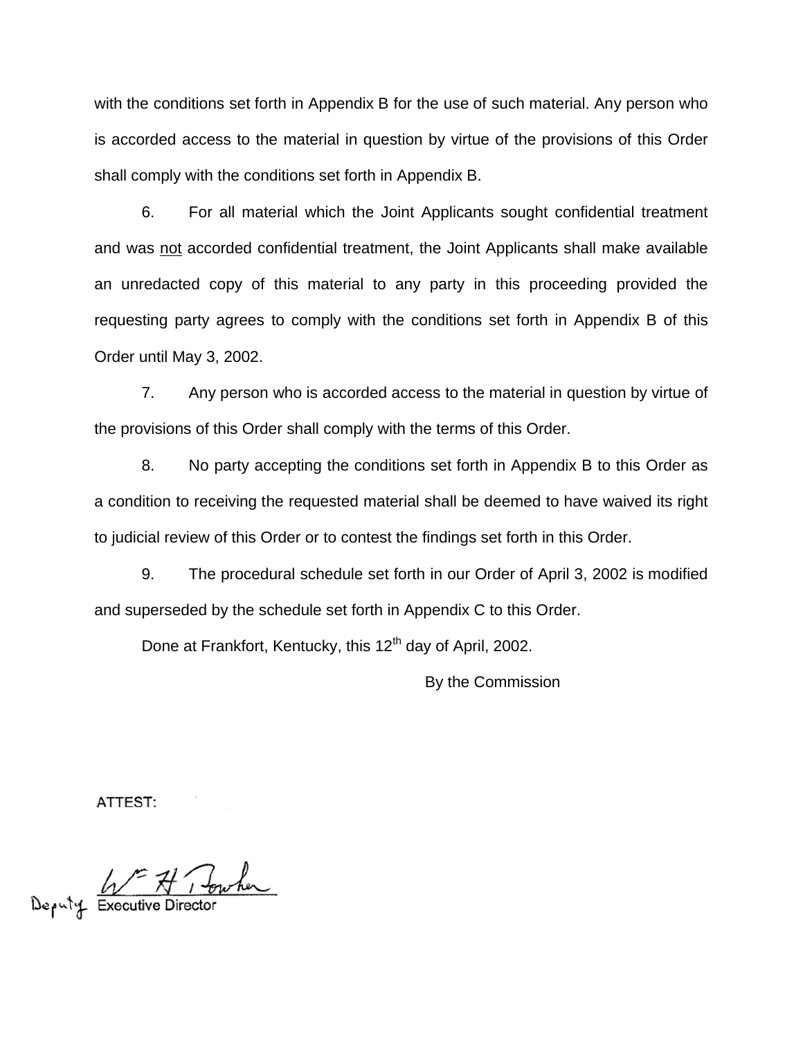with the conditions set forth in Appendix B for the use of such material. Any person who is accorded access to the material in question by virtue of the provisions of this Order shall comply with the conditions set forth in Appendix B.

6. For all material which the Joint Applicants sought confidential treatment and was not accorded confidential treatment, the Joint Applicants shall make available an unredacted copy of this material to any party in this proceeding provided the requesting party agrees to comply with the conditions set forth in Appendix B of this Order until May 3, 2002.

7. Any person who is accorded access to the material in question by virtue of the provisions of this Order shall comply with the terms of this Order.

8. No party accepting the conditions set forth in Appendix B to this Order as a condition to receiving the requested material shall be deemed to have waived its right to judicial review of this Order or to contest the findings set forth in this Order.

9. The procedural schedule set forth in our Order of April 3, 2002 is modified and superseded by the schedule set forth in Appendix C to this Order.

Done at Frankfort, Kentucky, this 12th day of April, 2002.

By the Commission

ATTEST:

Deputy Executive Director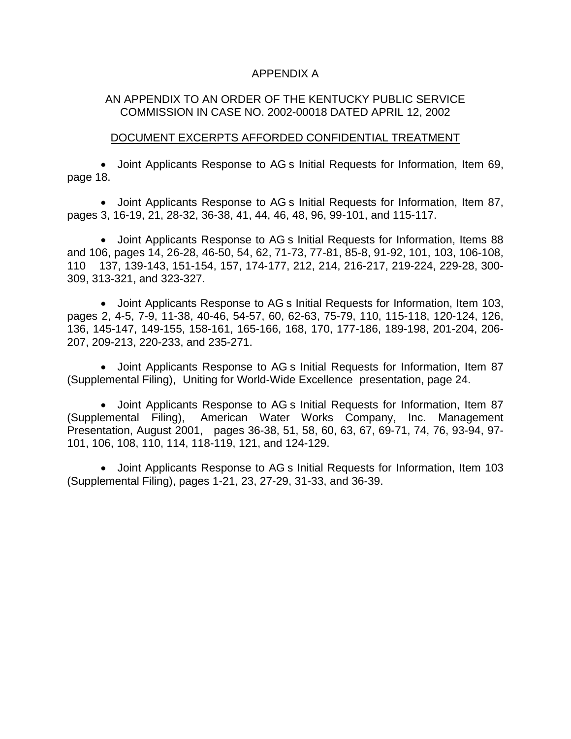APPENDIX A

AN APPENDIX TO AN ORDER OF THE KENTUCKY PUBLIC SERVICE COMMISSION IN CASE NO. 2002-00018 DATED APRIL 12, 2002

DOCUMENT EXCERPTS AFFORDED CONFIDENTIAL TREATMENT

- Joint Applicants Response to AG s Initial Requests for Information, Item 69, page 18.

- Joint Applicants Response to AG s Initial Requests for Information, Item 87, pages 3, 16-19, 21, 28-32, 36-38, 41, 44, 46, 48, 96, 99-101, and 115-117.

- Joint Applicants Response to AG s Initial Requests for Information, Items 88 and 106, pages 14, 26-28, 46-50, 54, 62, 71-73, 77-81, 85-8, 91-92, 101, 103, 106-108, 110 137, 139-143, 151-154, 157, 174-177, 212, 214, 216-217, 219-224, 229-28, 300-309, 313-321, and 323-327.

- Joint Applicants Response to AG s Initial Requests for Information, Item 103, pages 2, 4-5, 7-9, 11-38, 40-46, 54-57, 60, 62-63, 75-79, 110, 115-118, 120-124, 126, 136, 145-147, 149-155, 158-161, 165-166, 168, 170, 177-186, 189-198, 201-204, 206-207, 209-213, 220-233, and 235-271.

- Joint Applicants Response to AG s Initial Requests for Information, Item 87 (Supplemental Filing), Uniting for World-Wide Excellence presentation, page 24.

- Joint Applicants Response to AG s Initial Requests for Information, Item 87 (Supplemental Filing), American Water Works Company, Inc. Management Presentation, August 2001, pages 36-38, 51, 58, 60, 63, 67, 69-71, 74, 76, 93-94, 97-101, 106, 108, 110, 114, 118-119, 121, and 124-129.

- Joint Applicants Response to AG s Initial Requests for Information, Item 103 (Supplemental Filing), pages 1-21, 23, 27-29, 31-33, and 36-39.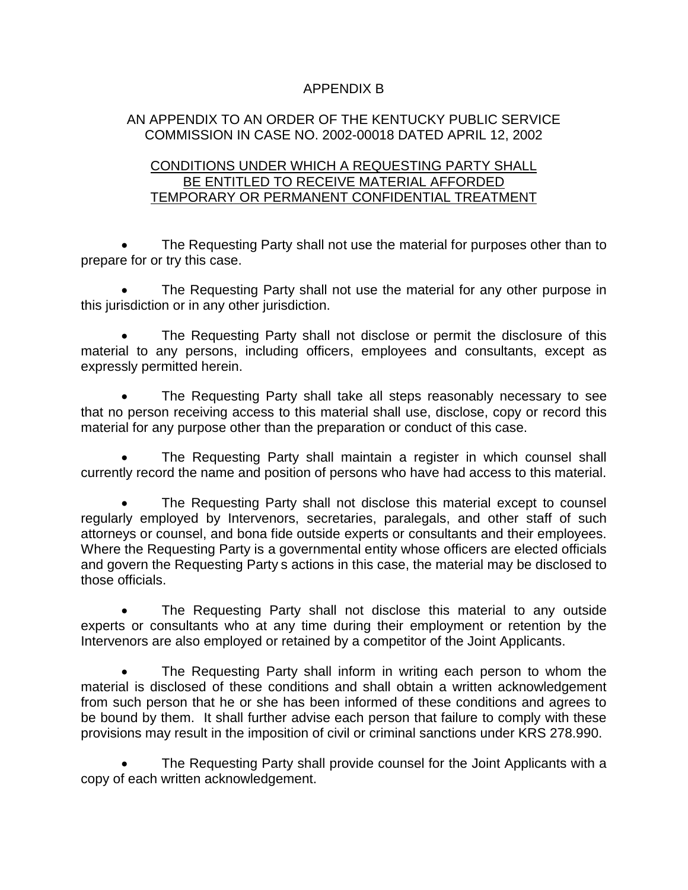APPENDIX B

AN APPENDIX TO AN ORDER OF THE KENTUCKY PUBLIC SERVICE COMMISSION IN CASE NO. 2002-00018 DATED APRIL 12, 2002

CONDITIONS UNDER WHICH A REQUESTING PARTY SHALL BE ENTITLED TO RECEIVE MATERIAL AFFORDED TEMPORARY OR PERMANENT CONFIDENTIAL TREATMENT

- The Requesting Party shall not use the material for purposes other than to prepare for or try this case.

- The Requesting Party shall not use the material for any other purpose in this jurisdiction or in any other jurisdiction.

- The Requesting Party shall not disclose or permit the disclosure of this material to any persons, including officers, employees and consultants, except as expressly permitted herein.

- The Requesting Party shall take all steps reasonably necessary to see that no person receiving access to this material shall use, disclose, copy or record this material for any purpose other than the preparation or conduct of this case.

- The Requesting Party shall maintain a register in which counsel shall currently record the name and position of persons who have had access to this material.

- The Requesting Party shall not disclose this material except to counsel regularly employed by Intervenors, secretaries, paralegals, and other staff of such attorneys or counsel, and bona fide outside experts or consultants and their employees. Where the Requesting Party is a governmental entity whose officers are elected officials and govern the Requesting Party s actions in this case, the material may be disclosed to those officials.

- The Requesting Party shall not disclose this material to any outside experts or consultants who at any time during their employment or retention by the Intervenors are also employed or retained by a competitor of the Joint Applicants.

- The Requesting Party shall inform in writing each person to whom the material is disclosed of these conditions and shall obtain a written acknowledgement from such person that he or she has been informed of these conditions and agrees to be bound by them. It shall further advise each person that failure to comply with these provisions may result in the imposition of civil or criminal sanctions under KRS 278.990.

- The Requesting Party shall provide counsel for the Joint Applicants with a copy of each written acknowledgement.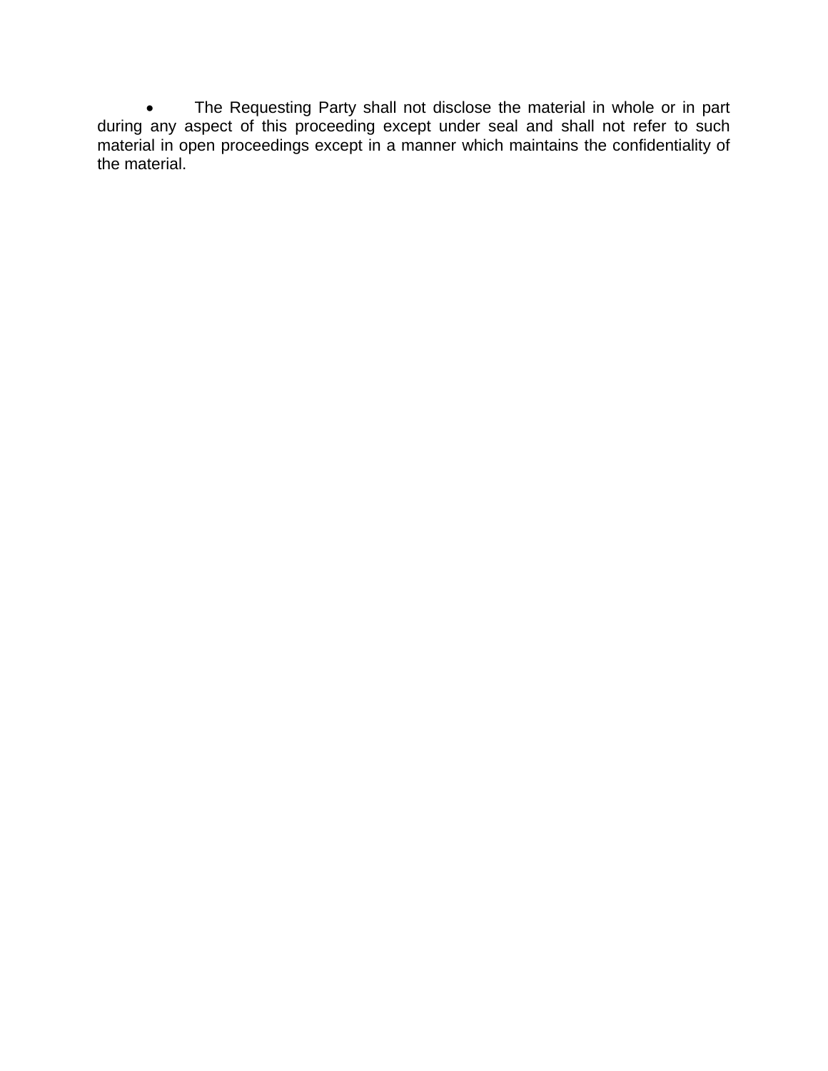- The Requesting Party shall not disclose the material in whole or in part during any aspect of this proceeding except under seal and shall not refer to such material in open proceedings except in a manner which maintains the confidentiality of the material.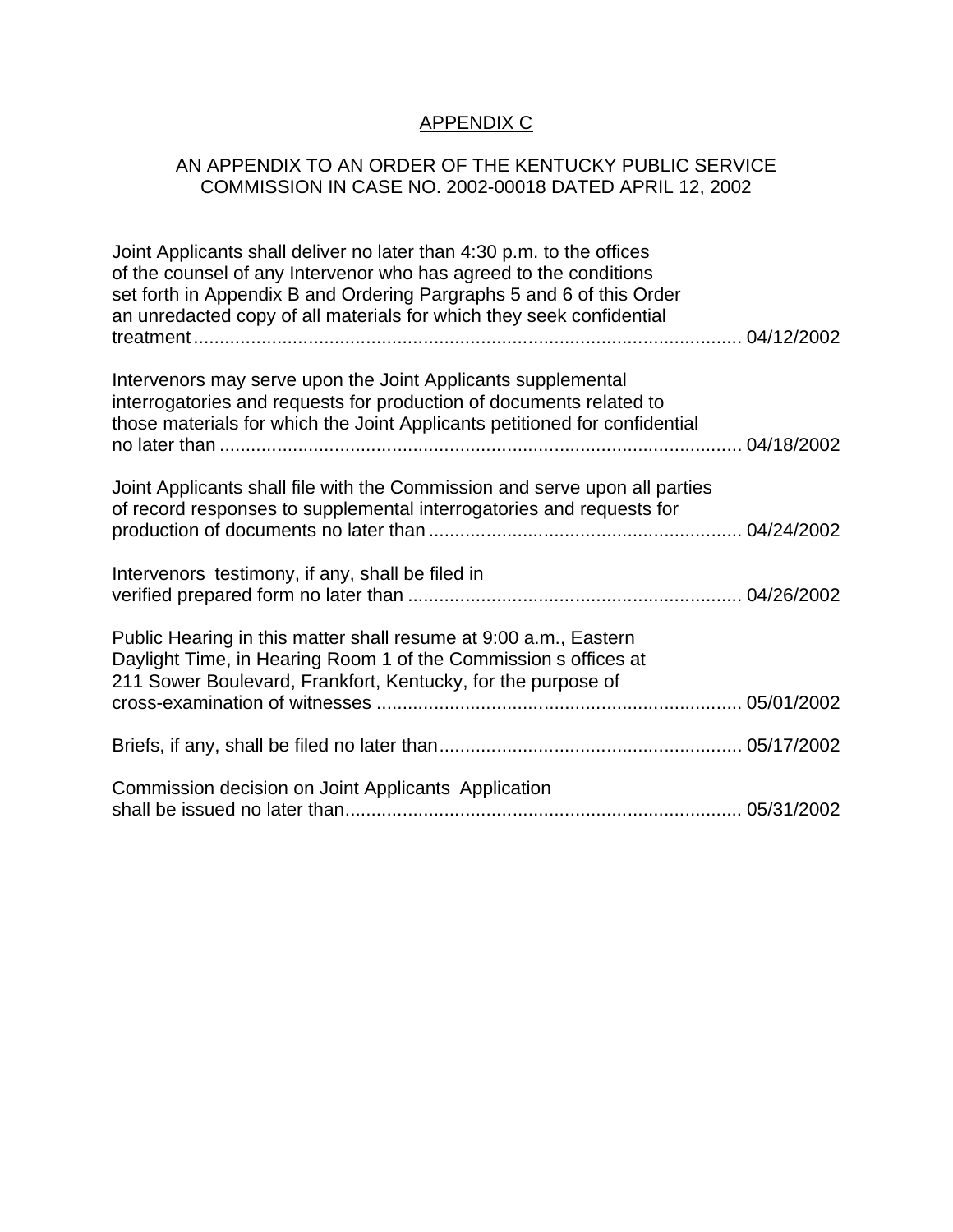APPENDIX C

AN APPENDIX TO AN ORDER OF THE KENTUCKY PUBLIC SERVICE COMMISSION IN CASE NO. 2002-00018 DATED APRIL 12, 2002

Joint Applicants shall deliver no later than 4:30 p.m. to the offices of the counsel of any Intervenor who has agreed to the conditions set forth in Appendix B and Ordering Pargraphs 5 and 6 of this Order an unredacted copy of all materials for which they seek confidential treatment ........................................................................................................ 04/12/2002

Intervenors may serve upon the Joint Applicants supplemental interrogatories and requests for production of documents related to those materials for which the Joint Applicants petitioned for confidential no later than ................................................................................................... 04/18/2002

Joint Applicants shall file with the Commission and serve upon all parties of record responses to supplemental interrogatories and requests for production of documents no later than ........................................................... 04/24/2002

Intervenors testimony, if any, shall be filed in verified prepared form no later than ............................................................... 04/26/2002

Public Hearing in this matter shall resume at 9:00 a.m., Eastern Daylight Time, in Hearing Room 1 of the Commission s offices at 211 Sower Boulevard, Frankfort, Kentucky, for the purpose of cross-examination of witnesses ..................................................................... 05/01/2002

Briefs, if any, shall be filed no later than......................................................... 05/17/2002

Commission decision on Joint Applicants Application shall be issued no later than........................................................................... 05/31/2002